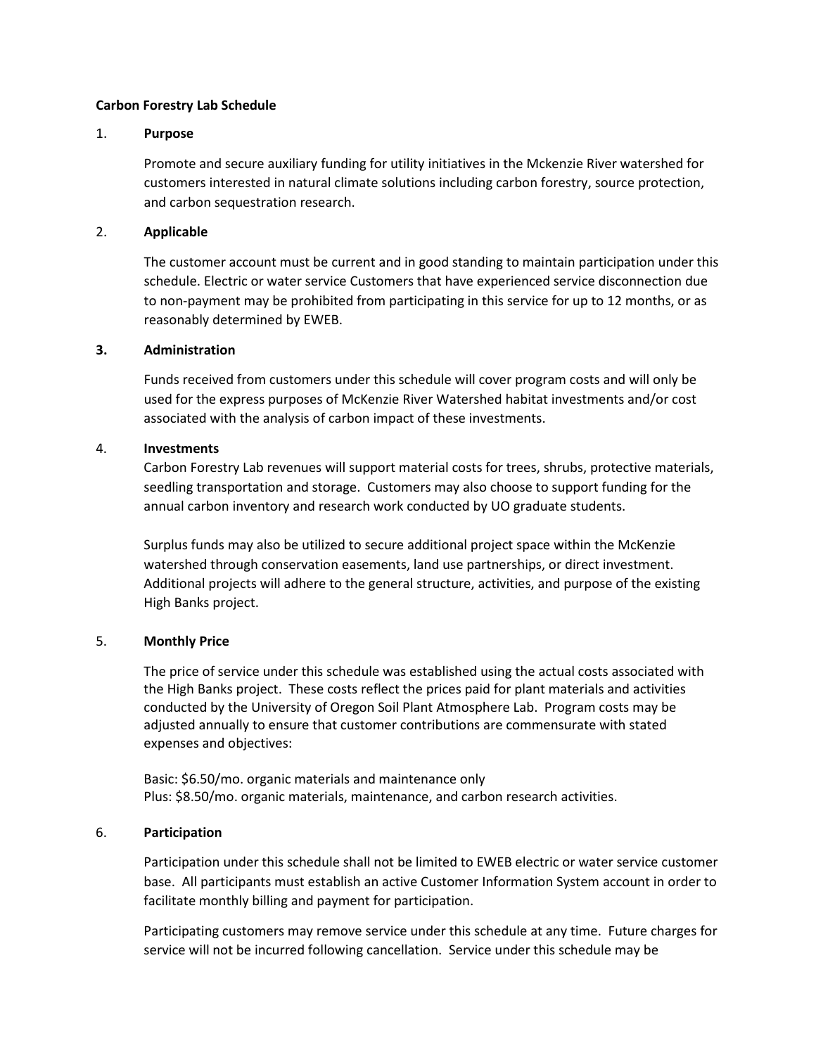**Carbon Forestry Lab Schedule**

1. **Purpose**

   Promote and secure auxiliary funding for utility initiatives in the Mckenzie River watershed for customers interested in natural climate solutions including carbon forestry, source protection, and carbon sequestration research.

2. **Applicable**

   The customer account must be current and in good standing to maintain participation under this schedule. Electric or water service Customers that have experienced service disconnection due to non-payment may be prohibited from participating in this service for up to 12 months, or as reasonably determined by EWEB.

3. **Administration**

   Funds received from customers under this schedule will cover program costs and will only be used for the express purposes of McKenzie River Watershed habitat investments and/or cost associated with the analysis of carbon impact of these investments.

4. **Investments**

   Carbon Forestry Lab revenues will support material costs for trees, shrubs, protective materials, seedling transportation and storage. Customers may also choose to support funding for the annual carbon inventory and research work conducted by UO graduate students.

   Surplus funds may also be utilized to secure additional project space within the McKenzie watershed through conservation easements, land use partnerships, or direct investment. Additional projects will adhere to the general structure, activities, and purpose of the existing High Banks project.

5. **Monthly Price**

   The price of service under this schedule was established using the actual costs associated with the High Banks project. These costs reflect the prices paid for plant materials and activities conducted by the University of Oregon Soil Plant Atmosphere Lab. Program costs may be adjusted annually to ensure that customer contributions are commensurate with stated expenses and objectives:

   Basic: $6.50/mo. organic materials and maintenance only
   Plus: $8.50/mo. organic materials, maintenance, and carbon research activities.

6. **Participation**

   Participation under this schedule shall not be limited to EWEB electric or water service customer base. All participants must establish an active Customer Information System account in order to facilitate monthly billing and payment for participation.

   Participating customers may remove service under this schedule at any time. Future charges for service will not be incurred following cancellation. Service under this schedule may be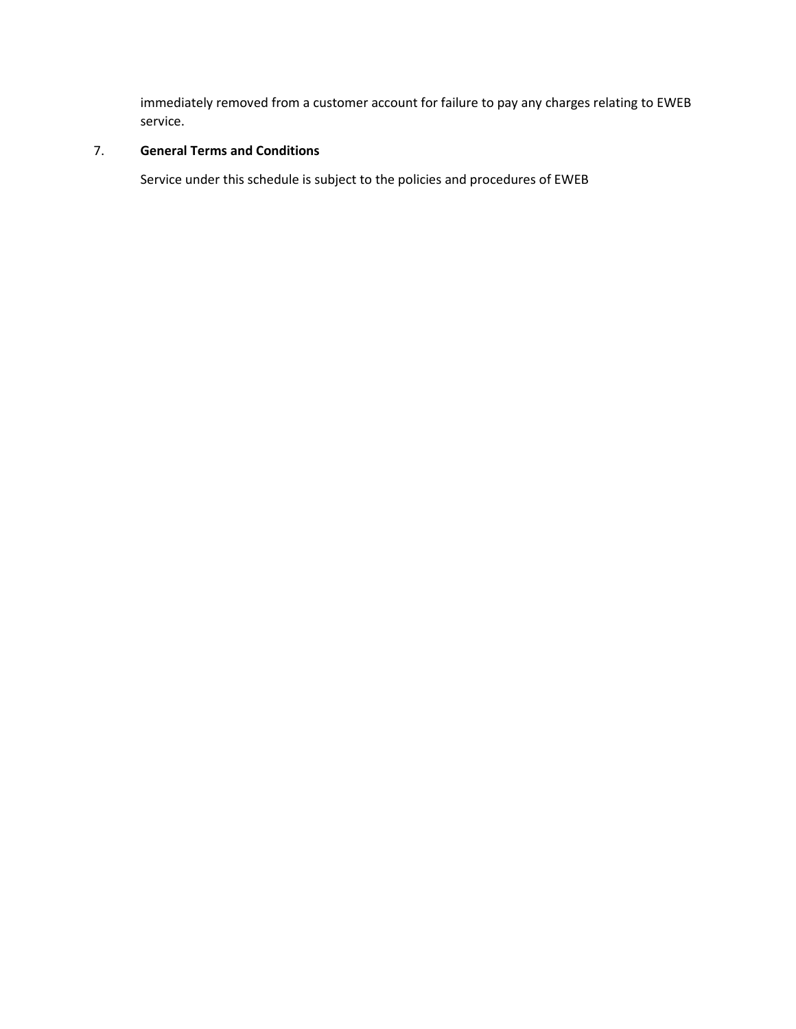immediately removed from a customer account for failure to pay any charges relating to EWEB service.

7. **General Terms and Conditions**

Service under this schedule is subject to the policies and procedures of EWEB